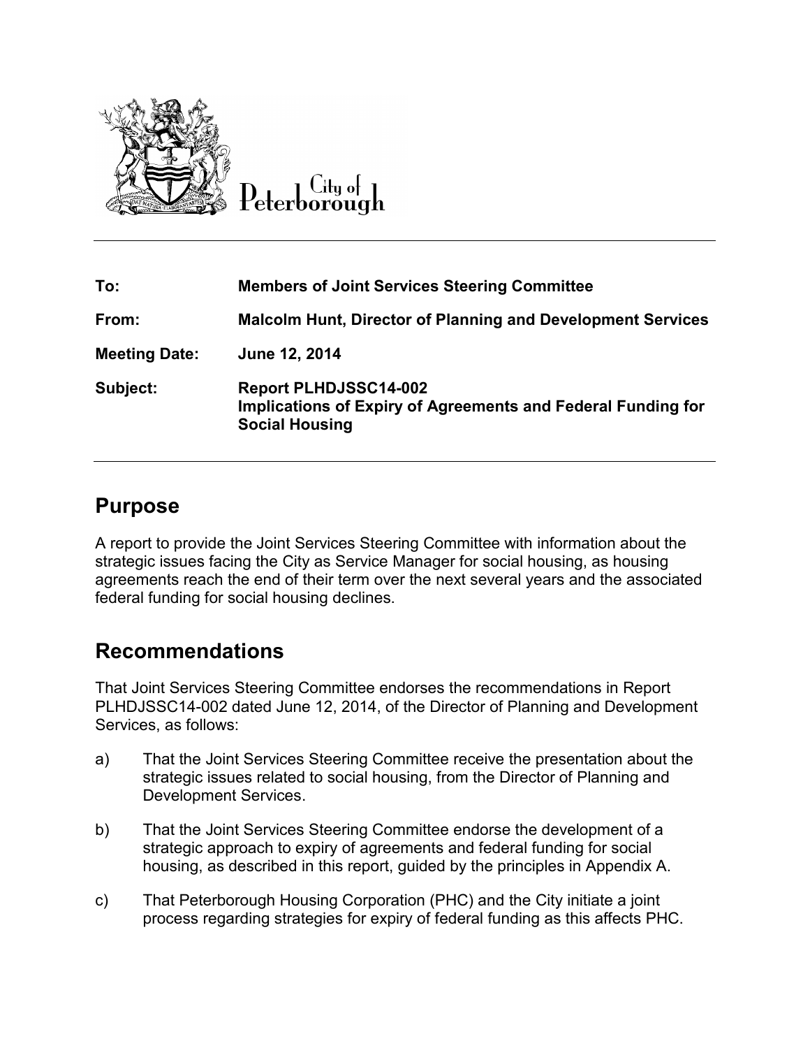City of Peterborough

| | |
|---|---|
| **To:** | **Members of Joint Services Steering Committee** |
| **From:** | **Malcolm Hunt, Director of Planning and Development Services** |
| **Meeting Date:** | **June 12, 2014** |
| **Subject:** | **Report PLHDJSSC14-002**<br>**Implications of Expiry of Agreements and Federal Funding for Social Housing** |

## Purpose

A report to provide the Joint Services Steering Committee with information about the strategic issues facing the City as Service Manager for social housing, as housing agreements reach the end of their term over the next several years and the associated federal funding for social housing declines.

## Recommendations

That Joint Services Steering Committee endorses the recommendations in Report PLHDJSSC14-002 dated June 12, 2014, of the Director of Planning and Development Services, as follows:

a) That the Joint Services Steering Committee receive the presentation about the strategic issues related to social housing, from the Director of Planning and Development Services.

b) That the Joint Services Steering Committee endorse the development of a strategic approach to expiry of agreements and federal funding for social housing, as described in this report, guided by the principles in Appendix A.

c) That Peterborough Housing Corporation (PHC) and the City initiate a joint process regarding strategies for expiry of federal funding as this affects PHC.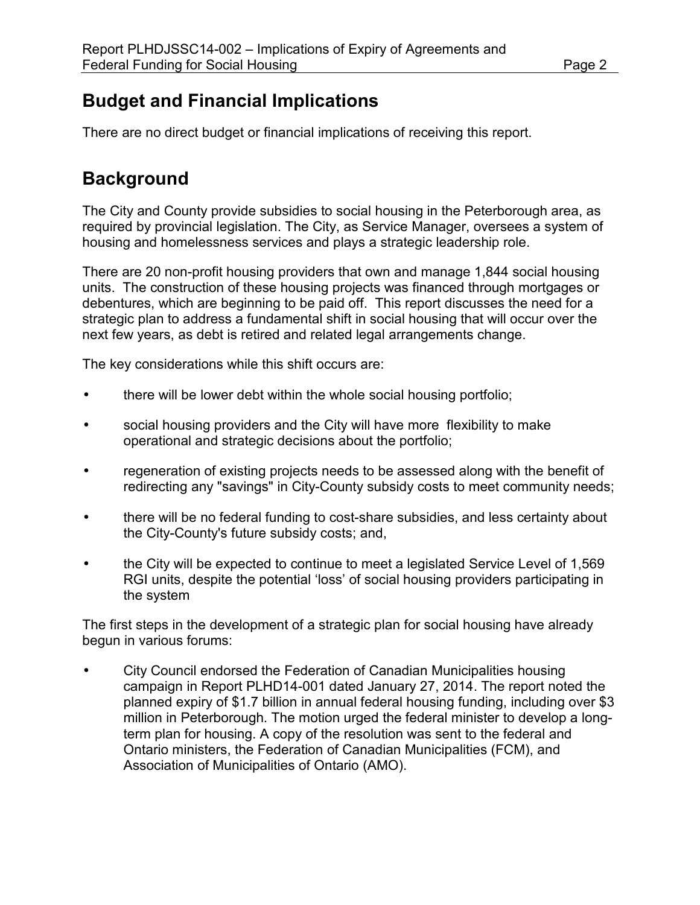## Budget and Financial Implications

There are no direct budget or financial implications of receiving this report.

## Background

The City and County provide subsidies to social housing in the Peterborough area, as required by provincial legislation. The City, as Service Manager, oversees a system of housing and homelessness services and plays a strategic leadership role.

There are 20 non-profit housing providers that own and manage 1,844 social housing units. The construction of these housing projects was financed through mortgages or debentures, which are beginning to be paid off. This report discusses the need for a strategic plan to address a fundamental shift in social housing that will occur over the next few years, as debt is retired and related legal arrangements change.

The key considerations while this shift occurs are:

- there will be lower debt within the whole social housing portfolio;
- social housing providers and the City will have more flexibility to make operational and strategic decisions about the portfolio;
- regeneration of existing projects needs to be assessed along with the benefit of redirecting any "savings" in City-County subsidy costs to meet community needs;
- there will be no federal funding to cost-share subsidies, and less certainty about the City-County's future subsidy costs; and,
- the City will be expected to continue to meet a legislated Service Level of 1,569 RGI units, despite the potential 'loss' of social housing providers participating in the system

The first steps in the development of a strategic plan for social housing have already begun in various forums:

- City Council endorsed the Federation of Canadian Municipalities housing campaign in Report PLHD14-001 dated January 27, 2014. The report noted the planned expiry of $1.7 billion in annual federal housing funding, including over $3 million in Peterborough. The motion urged the federal minister to develop a long-term plan for housing. A copy of the resolution was sent to the federal and Ontario ministers, the Federation of Canadian Municipalities (FCM), and Association of Municipalities of Ontario (AMO).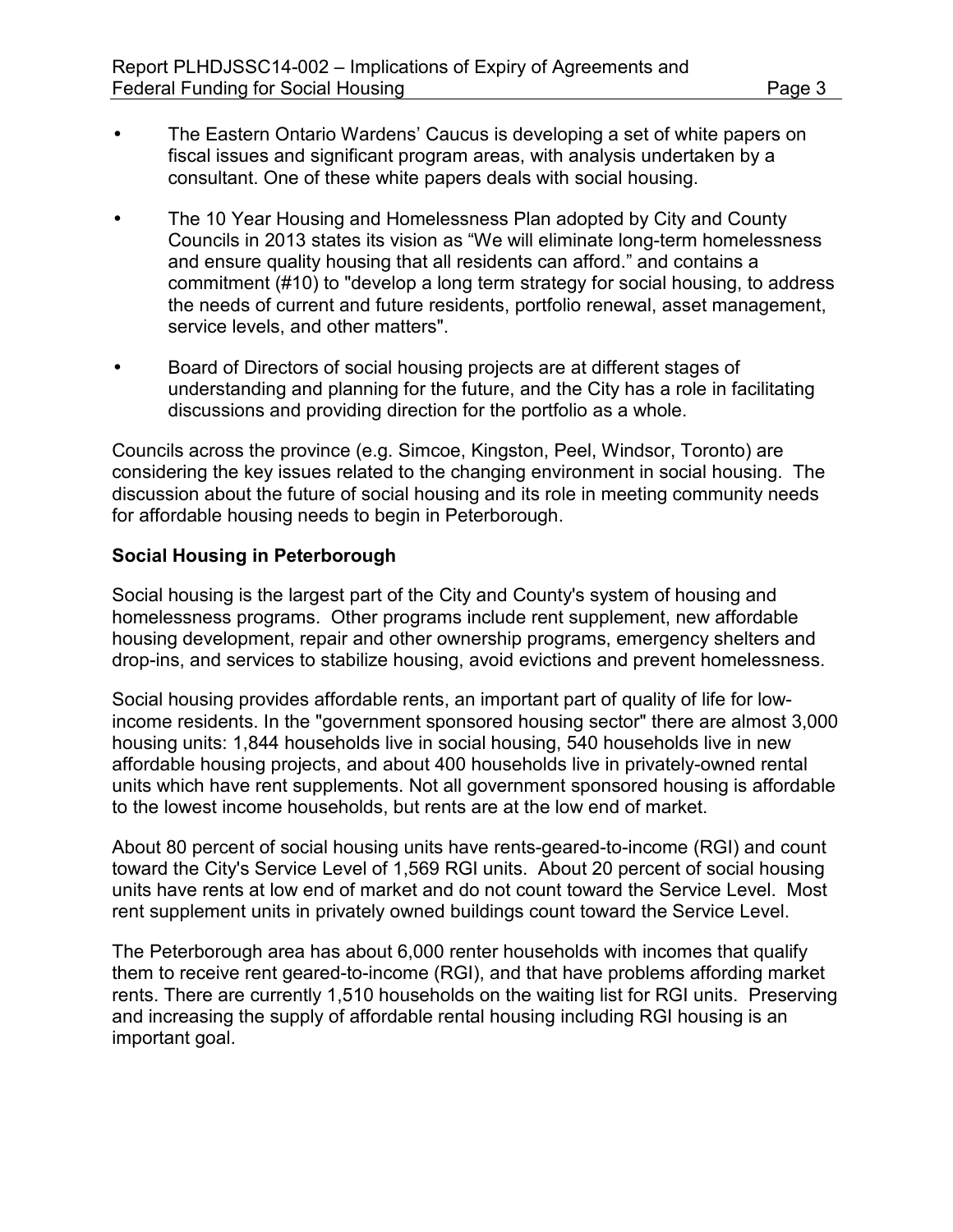- The Eastern Ontario Wardens' Caucus is developing a set of white papers on fiscal issues and significant program areas, with analysis undertaken by a consultant. One of these white papers deals with social housing.

- The 10 Year Housing and Homelessness Plan adopted by City and County Councils in 2013 states its vision as "We will eliminate long-term homelessness and ensure quality housing that all residents can afford." and contains a commitment (#10) to "develop a long term strategy for social housing, to address the needs of current and future residents, portfolio renewal, asset management, service levels, and other matters".

- Board of Directors of social housing projects are at different stages of understanding and planning for the future, and the City has a role in facilitating discussions and providing direction for the portfolio as a whole.

Councils across the province (e.g. Simcoe, Kingston, Peel, Windsor, Toronto) are considering the key issues related to the changing environment in social housing. The discussion about the future of social housing and its role in meeting community needs for affordable housing needs to begin in Peterborough.

**Social Housing in Peterborough**

Social housing is the largest part of the City and County's system of housing and homelessness programs. Other programs include rent supplement, new affordable housing development, repair and other ownership programs, emergency shelters and drop-ins, and services to stabilize housing, avoid evictions and prevent homelessness.

Social housing provides affordable rents, an important part of quality of life for low-income residents. In the "government sponsored housing sector" there are almost 3,000 housing units: 1,844 households live in social housing, 540 households live in new affordable housing projects, and about 400 households live in privately-owned rental units which have rent supplements. Not all government sponsored housing is affordable to the lowest income households, but rents are at the low end of market.

About 80 percent of social housing units have rents-geared-to-income (RGI) and count toward the City's Service Level of 1,569 RGI units. About 20 percent of social housing units have rents at low end of market and do not count toward the Service Level. Most rent supplement units in privately owned buildings count toward the Service Level.

The Peterborough area has about 6,000 renter households with incomes that qualify them to receive rent geared-to-income (RGI), and that have problems affording market rents. There are currently 1,510 households on the waiting list for RGI units. Preserving and increasing the supply of affordable rental housing including RGI housing is an important goal.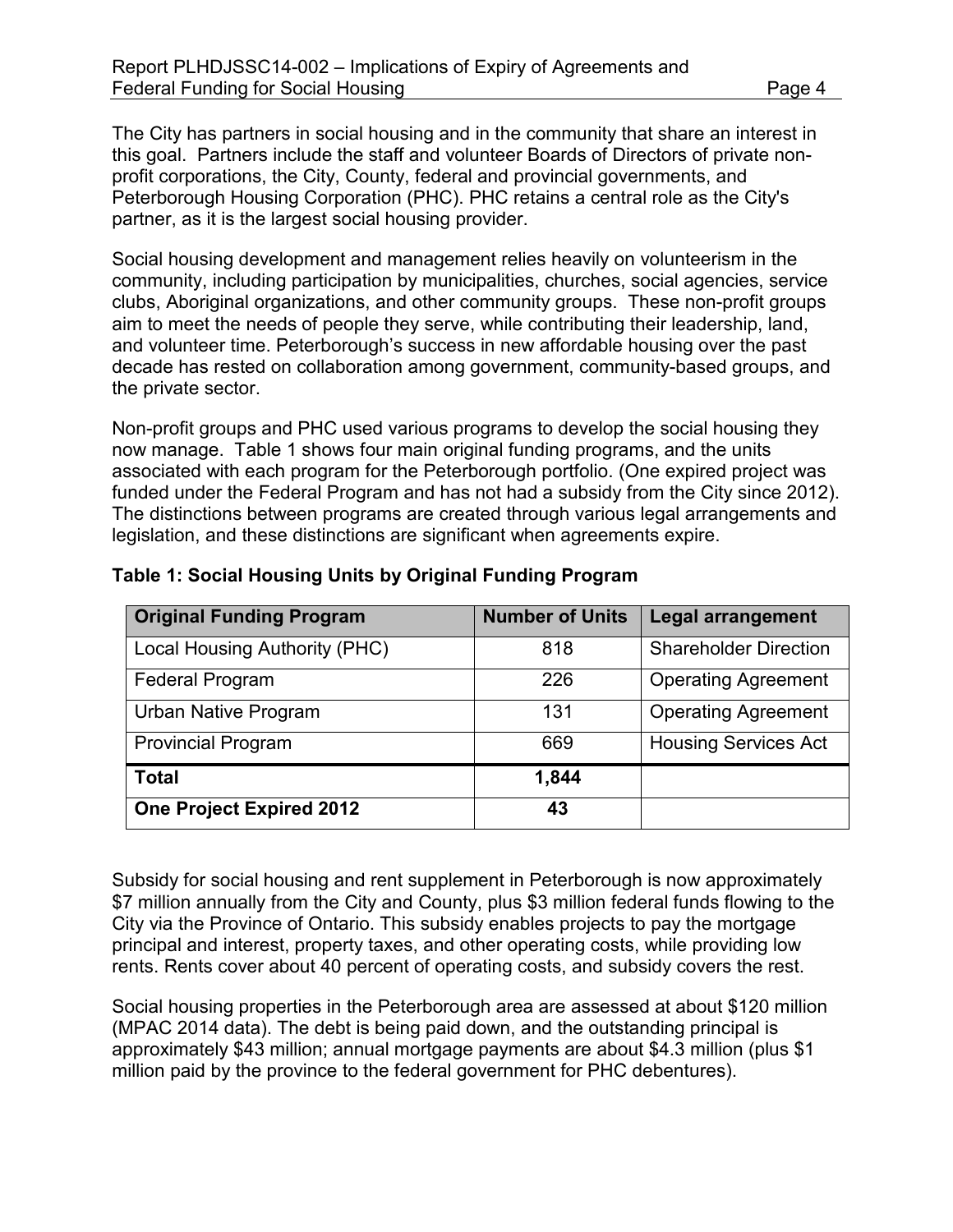The City has partners in social housing and in the community that share an interest in this goal. Partners include the staff and volunteer Boards of Directors of private non-profit corporations, the City, County, federal and provincial governments, and Peterborough Housing Corporation (PHC). PHC retains a central role as the City's partner, as it is the largest social housing provider.

Social housing development and management relies heavily on volunteerism in the community, including participation by municipalities, churches, social agencies, service clubs, Aboriginal organizations, and other community groups. These non-profit groups aim to meet the needs of people they serve, while contributing their leadership, land, and volunteer time. Peterborough's success in new affordable housing over the past decade has rested on collaboration among government, community-based groups, and the private sector.

Non-profit groups and PHC used various programs to develop the social housing they now manage. Table 1 shows four main original funding programs, and the units associated with each program for the Peterborough portfolio. (One expired project was funded under the Federal Program and has not had a subsidy from the City since 2012). The distinctions between programs are created through various legal arrangements and legislation, and these distinctions are significant when agreements expire.

**Table 1: Social Housing Units by Original Funding Program**

| Original Funding Program | Number of Units | Legal arrangement |
|---|---|---|
| Local Housing Authority (PHC) | 818 | Shareholder Direction |
| Federal Program | 226 | Operating Agreement |
| Urban Native Program | 131 | Operating Agreement |
| Provincial Program | 669 | Housing Services Act |
| **Total** | **1,844** | |
| **One Project Expired 2012** | **43** | |

Subsidy for social housing and rent supplement in Peterborough is now approximately $7 million annually from the City and County, plus $3 million federal funds flowing to the City via the Province of Ontario. This subsidy enables projects to pay the mortgage principal and interest, property taxes, and other operating costs, while providing low rents. Rents cover about 40 percent of operating costs, and subsidy covers the rest.

Social housing properties in the Peterborough area are assessed at about $120 million (MPAC 2014 data). The debt is being paid down, and the outstanding principal is approximately $43 million; annual mortgage payments are about $4.3 million (plus $1 million paid by the province to the federal government for PHC debentures).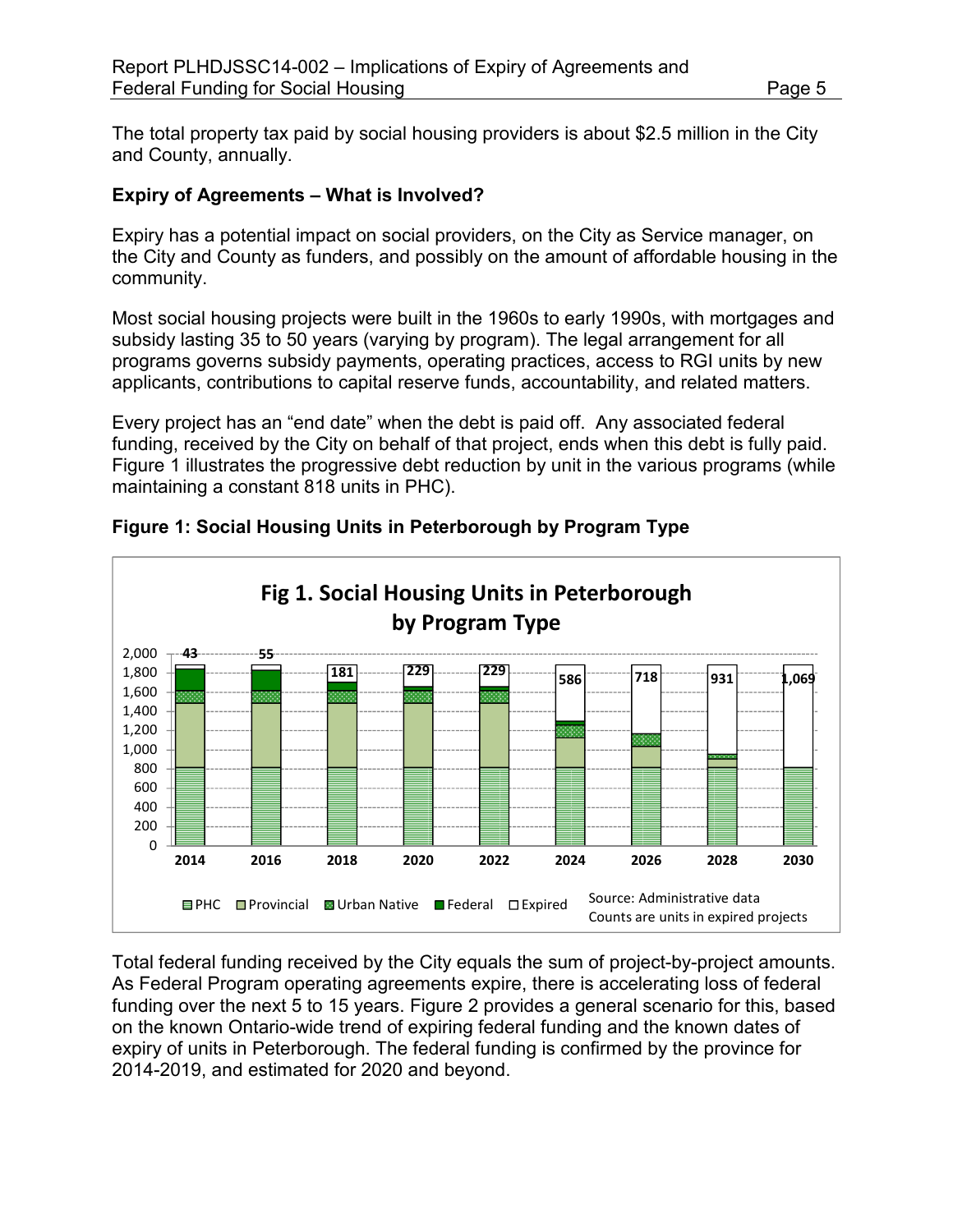The total property tax paid by social housing providers is about $2.5 million in the City and County, annually.

**Expiry of Agreements – What is Involved?**

Expiry has a potential impact on social providers, on the City as Service manager, on the City and County as funders, and possibly on the amount of affordable housing in the community.

Most social housing projects were built in the 1960s to early 1990s, with mortgages and subsidy lasting 35 to 50 years (varying by program). The legal arrangement for all programs governs subsidy payments, operating practices, access to RGI units by new applicants, contributions to capital reserve funds, accountability, and related matters.

Every project has an "end date" when the debt is paid off. Any associated federal funding, received by the City on behalf of that project, ends when this debt is fully paid. Figure 1 illustrates the progressive debt reduction by unit in the various programs (while maintaining a constant 818 units in PHC).

**Figure 1: Social Housing Units in Peterborough by Program Type**

Fig 1. Social Housing Units in Peterborough by Program Type

| Year | 2014 | 2016 | 2018 | 2020 | 2022 | 2024 | 2026 | 2028 | 2030 |
|---|---|---|---|---|---|---|---|---|---|
| Expired | 43 | 55 | 181 | 229 | 229 | 586 | 718 | 931 | 1,069 |

Legend: PHC, Provincial, Urban Native, Federal, Expired

Source: Administrative data
Counts are units in expired projects

Total federal funding received by the City equals the sum of project-by-project amounts. As Federal Program operating agreements expire, there is accelerating loss of federal funding over the next 5 to 15 years. Figure 2 provides a general scenario for this, based on the known Ontario-wide trend of expiring federal funding and the known dates of expiry of units in Peterborough. The federal funding is confirmed by the province for 2014-2019, and estimated for 2020 and beyond.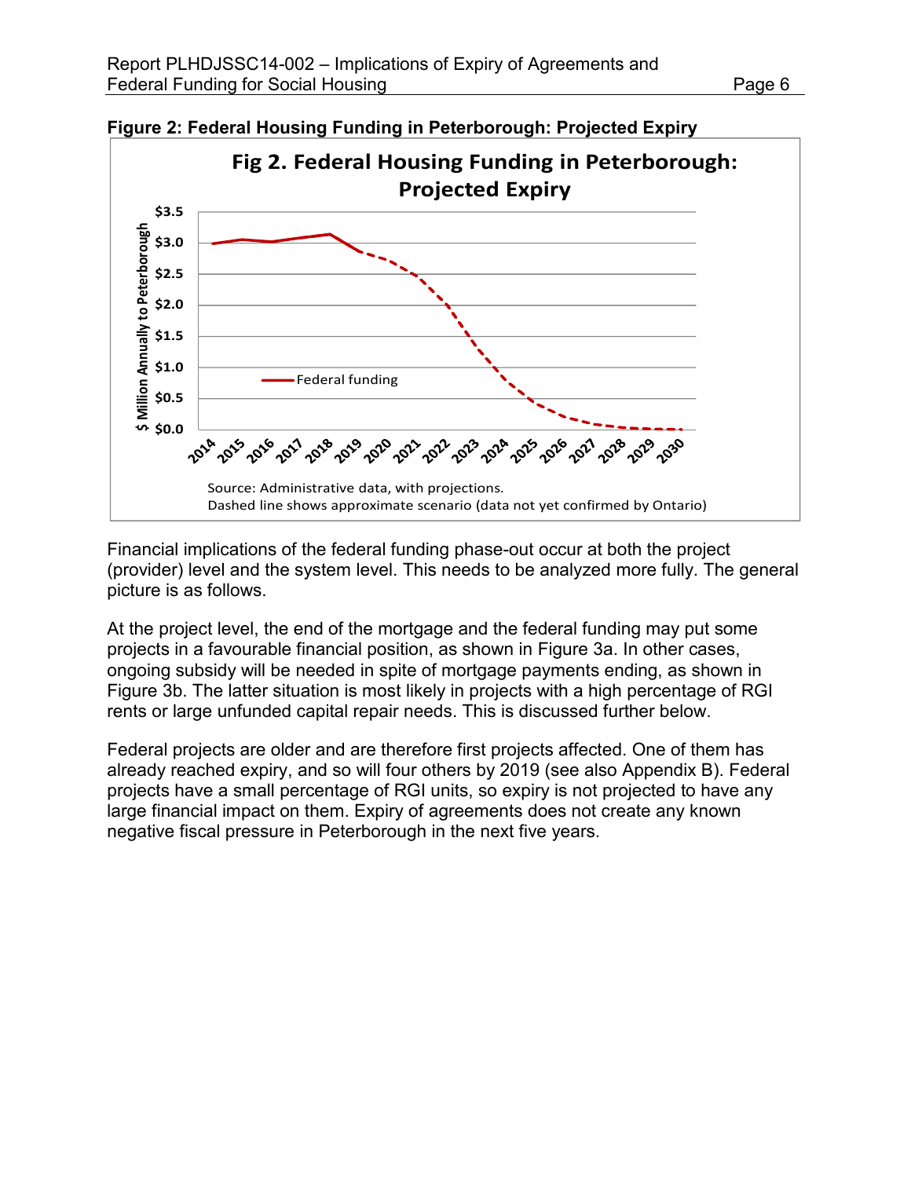**Figure 2: Federal Housing Funding in Peterborough: Projected Expiry**

Source: Administrative data, with projections.
Dashed line shows approximate scenario (data not yet confirmed by Ontario)

Financial implications of the federal funding phase-out occur at both the project (provider) level and the system level. This needs to be analyzed more fully. The general picture is as follows.

At the project level, the end of the mortgage and the federal funding may put some projects in a favourable financial position, as shown in Figure 3a. In other cases, ongoing subsidy will be needed in spite of mortgage payments ending, as shown in Figure 3b. The latter situation is most likely in projects with a high percentage of RGI rents or large unfunded capital repair needs. This is discussed further below.

Federal projects are older and are therefore first projects affected. One of them has already reached expiry, and so will four others by 2019 (see also Appendix B). Federal projects have a small percentage of RGI units, so expiry is not projected to have any large financial impact on them. Expiry of agreements does not create any known negative fiscal pressure in Peterborough in the next five years.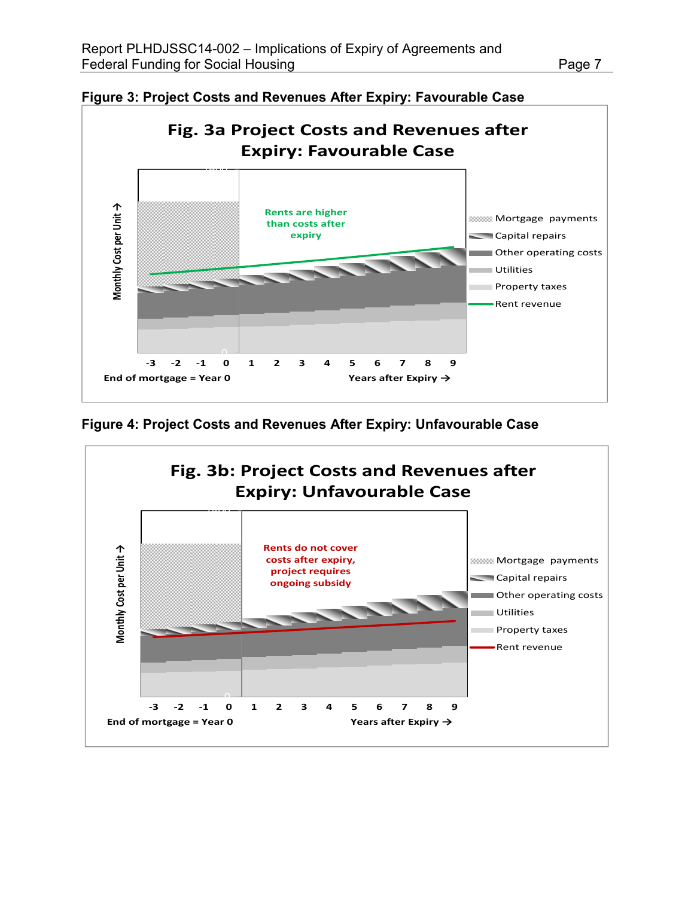**Figure 3: Project Costs and Revenues After Expiry: Favourable Case**

**Figure 4: Project Costs and Revenues After Expiry: Unfavourable Case**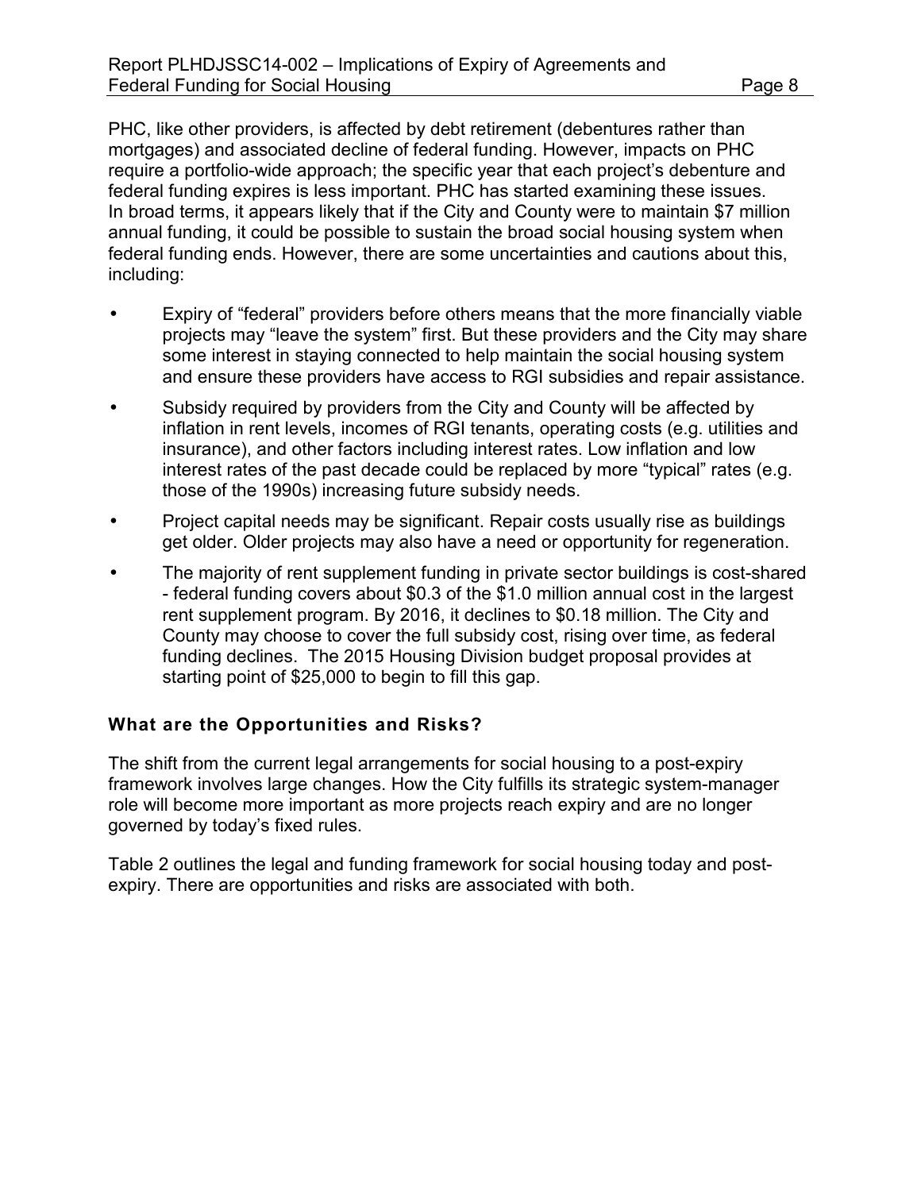PHC, like other providers, is affected by debt retirement (debentures rather than mortgages) and associated decline of federal funding. However, impacts on PHC require a portfolio-wide approach; the specific year that each project's debenture and federal funding expires is less important. PHC has started examining these issues. In broad terms, it appears likely that if the City and County were to maintain $7 million annual funding, it could be possible to sustain the broad social housing system when federal funding ends. However, there are some uncertainties and cautions about this, including:

- Expiry of "federal" providers before others means that the more financially viable projects may "leave the system" first. But these providers and the City may share some interest in staying connected to help maintain the social housing system and ensure these providers have access to RGI subsidies and repair assistance.
- Subsidy required by providers from the City and County will be affected by inflation in rent levels, incomes of RGI tenants, operating costs (e.g. utilities and insurance), and other factors including interest rates. Low inflation and low interest rates of the past decade could be replaced by more "typical" rates (e.g. those of the 1990s) increasing future subsidy needs.
- Project capital needs may be significant. Repair costs usually rise as buildings get older. Older projects may also have a need or opportunity for regeneration.
- The majority of rent supplement funding in private sector buildings is cost-shared - federal funding covers about $0.3 of the $1.0 million annual cost in the largest rent supplement program. By 2016, it declines to $0.18 million. The City and County may choose to cover the full subsidy cost, rising over time, as federal funding declines. The 2015 Housing Division budget proposal provides at starting point of $25,000 to begin to fill this gap.

### What are the Opportunities and Risks?

The shift from the current legal arrangements for social housing to a post-expiry framework involves large changes. How the City fulfills its strategic system-manager role will become more important as more projects reach expiry and are no longer governed by today's fixed rules.

Table 2 outlines the legal and funding framework for social housing today and post-expiry. There are opportunities and risks are associated with both.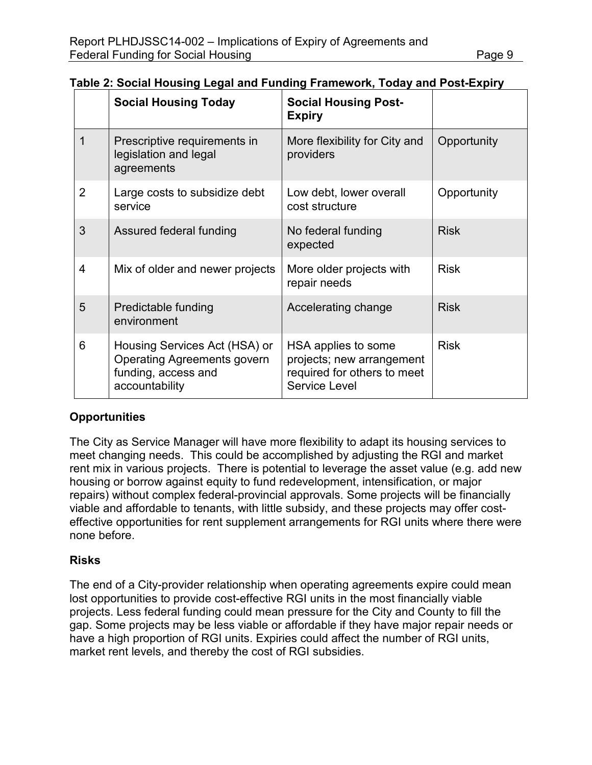**Table 2: Social Housing Legal and Funding Framework, Today and Post-Expiry**

| | Social Housing Today | Social Housing Post-Expiry | |
|---|---|---|---|
| 1 | Prescriptive requirements in legislation and legal agreements | More flexibility for City and providers | Opportunity |
| 2 | Large costs to subsidize debt service | Low debt, lower overall cost structure | Opportunity |
| 3 | Assured federal funding | No federal funding expected | Risk |
| 4 | Mix of older and newer projects | More older projects with repair needs | Risk |
| 5 | Predictable funding environment | Accelerating change | Risk |
| 6 | Housing Services Act (HSA) or Operating Agreements govern funding, access and accountability | HSA applies to some projects; new arrangement required for others to meet Service Level | Risk |

**Opportunities**

The City as Service Manager will have more flexibility to adapt its housing services to meet changing needs. This could be accomplished by adjusting the RGI and market rent mix in various projects. There is potential to leverage the asset value (e.g. add new housing or borrow against equity to fund redevelopment, intensification, or major repairs) without complex federal-provincial approvals. Some projects will be financially viable and affordable to tenants, with little subsidy, and these projects may offer cost-effective opportunities for rent supplement arrangements for RGI units where there were none before.

**Risks**

The end of a City-provider relationship when operating agreements expire could mean lost opportunities to provide cost-effective RGI units in the most financially viable projects. Less federal funding could mean pressure for the City and County to fill the gap. Some projects may be less viable or affordable if they have major repair needs or have a high proportion of RGI units. Expiries could affect the number of RGI units, market rent levels, and thereby the cost of RGI subsidies.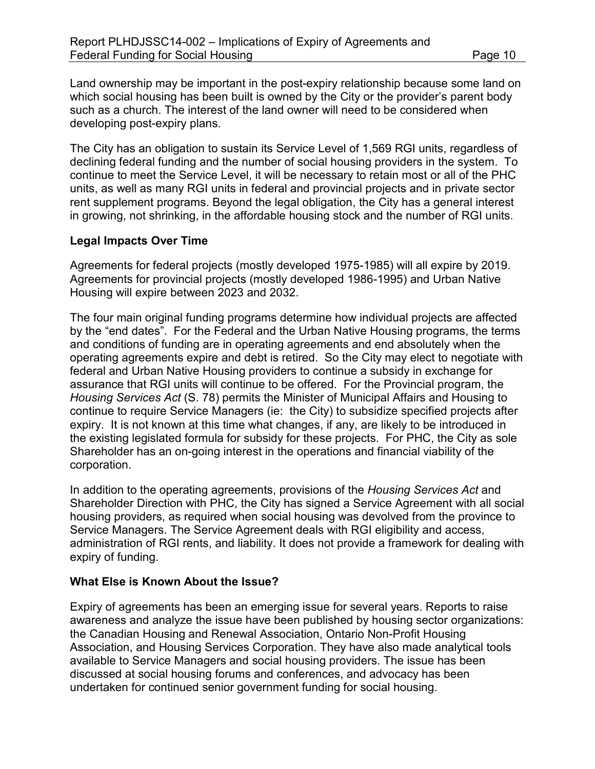Land ownership may be important in the post-expiry relationship because some land on which social housing has been built is owned by the City or the provider's parent body such as a church. The interest of the land owner will need to be considered when developing post-expiry plans.

The City has an obligation to sustain its Service Level of 1,569 RGI units, regardless of declining federal funding and the number of social housing providers in the system. To continue to meet the Service Level, it will be necessary to retain most or all of the PHC units, as well as many RGI units in federal and provincial projects and in private sector rent supplement programs. Beyond the legal obligation, the City has a general interest in growing, not shrinking, in the affordable housing stock and the number of RGI units.

**Legal Impacts Over Time**

Agreements for federal projects (mostly developed 1975-1985) will all expire by 2019. Agreements for provincial projects (mostly developed 1986-1995) and Urban Native Housing will expire between 2023 and 2032.

The four main original funding programs determine how individual projects are affected by the "end dates". For the Federal and the Urban Native Housing programs, the terms and conditions of funding are in operating agreements and end absolutely when the operating agreements expire and debt is retired. So the City may elect to negotiate with federal and Urban Native Housing providers to continue a subsidy in exchange for assurance that RGI units will continue to be offered. For the Provincial program, the *Housing Services Act* (S. 78) permits the Minister of Municipal Affairs and Housing to continue to require Service Managers (ie: the City) to subsidize specified projects after expiry. It is not known at this time what changes, if any, are likely to be introduced in the existing legislated formula for subsidy for these projects. For PHC, the City as sole Shareholder has an on-going interest in the operations and financial viability of the corporation.

In addition to the operating agreements, provisions of the *Housing Services Act* and Shareholder Direction with PHC, the City has signed a Service Agreement with all social housing providers, as required when social housing was devolved from the province to Service Managers. The Service Agreement deals with RGI eligibility and access, administration of RGI rents, and liability. It does not provide a framework for dealing with expiry of funding.

**What Else is Known About the Issue?**

Expiry of agreements has been an emerging issue for several years. Reports to raise awareness and analyze the issue have been published by housing sector organizations: the Canadian Housing and Renewal Association, Ontario Non-Profit Housing Association, and Housing Services Corporation. They have also made analytical tools available to Service Managers and social housing providers. The issue has been discussed at social housing forums and conferences, and advocacy has been undertaken for continued senior government funding for social housing.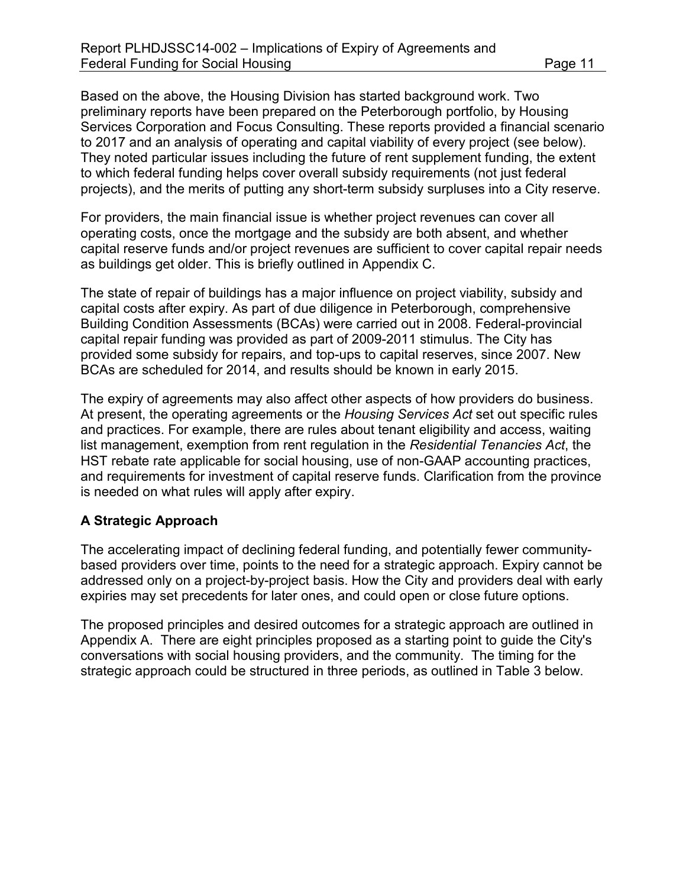Based on the above, the Housing Division has started background work. Two preliminary reports have been prepared on the Peterborough portfolio, by Housing Services Corporation and Focus Consulting. These reports provided a financial scenario to 2017 and an analysis of operating and capital viability of every project (see below). They noted particular issues including the future of rent supplement funding, the extent to which federal funding helps cover overall subsidy requirements (not just federal projects), and the merits of putting any short-term subsidy surpluses into a City reserve.

For providers, the main financial issue is whether project revenues can cover all operating costs, once the mortgage and the subsidy are both absent, and whether capital reserve funds and/or project revenues are sufficient to cover capital repair needs as buildings get older. This is briefly outlined in Appendix C.

The state of repair of buildings has a major influence on project viability, subsidy and capital costs after expiry. As part of due diligence in Peterborough, comprehensive Building Condition Assessments (BCAs) were carried out in 2008. Federal-provincial capital repair funding was provided as part of 2009-2011 stimulus. The City has provided some subsidy for repairs, and top-ups to capital reserves, since 2007. New BCAs are scheduled for 2014, and results should be known in early 2015.

The expiry of agreements may also affect other aspects of how providers do business. At present, the operating agreements or the *Housing Services Act* set out specific rules and practices. For example, there are rules about tenant eligibility and access, waiting list management, exemption from rent regulation in the *Residential Tenancies Act*, the HST rebate rate applicable for social housing, use of non-GAAP accounting practices, and requirements for investment of capital reserve funds. Clarification from the province is needed on what rules will apply after expiry.

## A Strategic Approach

The accelerating impact of declining federal funding, and potentially fewer community-based providers over time, points to the need for a strategic approach. Expiry cannot be addressed only on a project-by-project basis. How the City and providers deal with early expiries may set precedents for later ones, and could open or close future options.

The proposed principles and desired outcomes for a strategic approach are outlined in Appendix A. There are eight principles proposed as a starting point to guide the City's conversations with social housing providers, and the community. The timing for the strategic approach could be structured in three periods, as outlined in Table 3 below.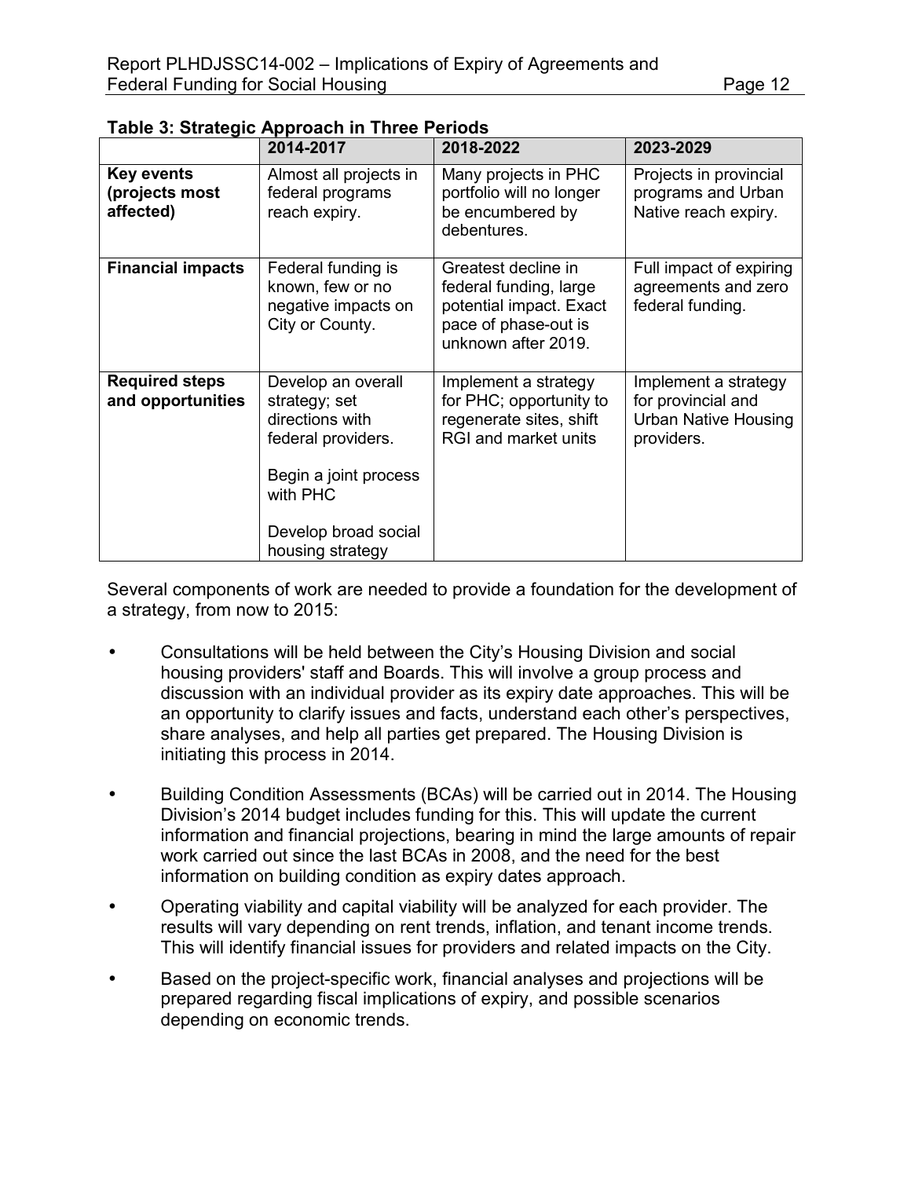**Table 3: Strategic Approach in Three Periods**

| | 2014-2017 | 2018-2022 | 2023-2029 |
|---|---|---|---|
| **Key events (projects most affected)** | Almost all projects in federal programs reach expiry. | Many projects in PHC portfolio will no longer be encumbered by debentures. | Projects in provincial programs and Urban Native reach expiry. |
| **Financial impacts** | Federal funding is known, few or no negative impacts on City or County. | Greatest decline in federal funding, large potential impact. Exact pace of phase-out is unknown after 2019. | Full impact of expiring agreements and zero federal funding. |
| **Required steps and opportunities** | Develop an overall strategy; set directions with federal providers.<br><br>Begin a joint process with PHC<br><br>Develop broad social housing strategy | Implement a strategy for PHC; opportunity to regenerate sites, shift RGI and market units | Implement a strategy for provincial and Urban Native Housing providers. |

Several components of work are needed to provide a foundation for the development of a strategy, from now to 2015:

- Consultations will be held between the City's Housing Division and social housing providers' staff and Boards. This will involve a group process and discussion with an individual provider as its expiry date approaches. This will be an opportunity to clarify issues and facts, understand each other's perspectives, share analyses, and help all parties get prepared. The Housing Division is initiating this process in 2014.
- Building Condition Assessments (BCAs) will be carried out in 2014. The Housing Division's 2014 budget includes funding for this. This will update the current information and financial projections, bearing in mind the large amounts of repair work carried out since the last BCAs in 2008, and the need for the best information on building condition as expiry dates approach.
- Operating viability and capital viability will be analyzed for each provider. The results will vary depending on rent trends, inflation, and tenant income trends. This will identify financial issues for providers and related impacts on the City.
- Based on the project-specific work, financial analyses and projections will be prepared regarding fiscal implications of expiry, and possible scenarios depending on economic trends.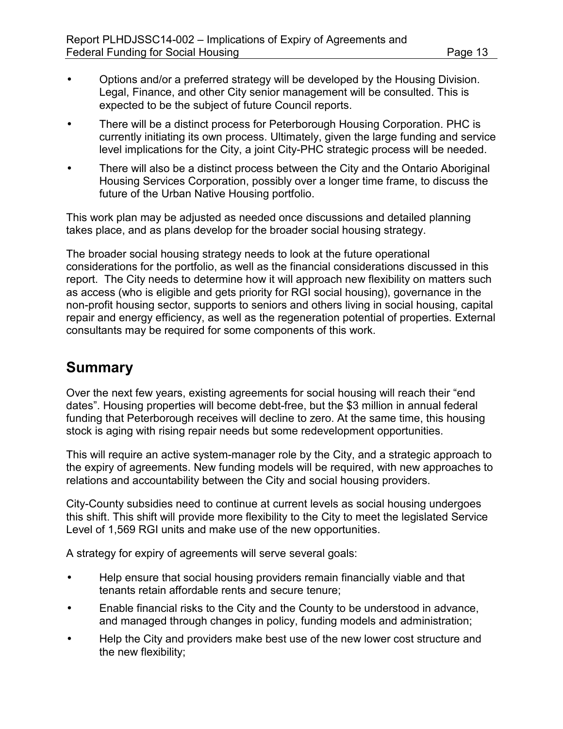- Options and/or a preferred strategy will be developed by the Housing Division. Legal, Finance, and other City senior management will be consulted. This is expected to be the subject of future Council reports.
- There will be a distinct process for Peterborough Housing Corporation. PHC is currently initiating its own process. Ultimately, given the large funding and service level implications for the City, a joint City-PHC strategic process will be needed.
- There will also be a distinct process between the City and the Ontario Aboriginal Housing Services Corporation, possibly over a longer time frame, to discuss the future of the Urban Native Housing portfolio.

This work plan may be adjusted as needed once discussions and detailed planning takes place, and as plans develop for the broader social housing strategy.

The broader social housing strategy needs to look at the future operational considerations for the portfolio, as well as the financial considerations discussed in this report. The City needs to determine how it will approach new flexibility on matters such as access (who is eligible and gets priority for RGI social housing), governance in the non-profit housing sector, supports to seniors and others living in social housing, capital repair and energy efficiency, as well as the regeneration potential of properties. External consultants may be required for some components of this work.

## Summary

Over the next few years, existing agreements for social housing will reach their "end dates". Housing properties will become debt-free, but the $3 million in annual federal funding that Peterborough receives will decline to zero. At the same time, this housing stock is aging with rising repair needs but some redevelopment opportunities.

This will require an active system-manager role by the City, and a strategic approach to the expiry of agreements. New funding models will be required, with new approaches to relations and accountability between the City and social housing providers.

City-County subsidies need to continue at current levels as social housing undergoes this shift. This shift will provide more flexibility to the City to meet the legislated Service Level of 1,569 RGI units and make use of the new opportunities.

A strategy for expiry of agreements will serve several goals:

- Help ensure that social housing providers remain financially viable and that tenants retain affordable rents and secure tenure;
- Enable financial risks to the City and the County to be understood in advance, and managed through changes in policy, funding models and administration;
- Help the City and providers make best use of the new lower cost structure and the new flexibility;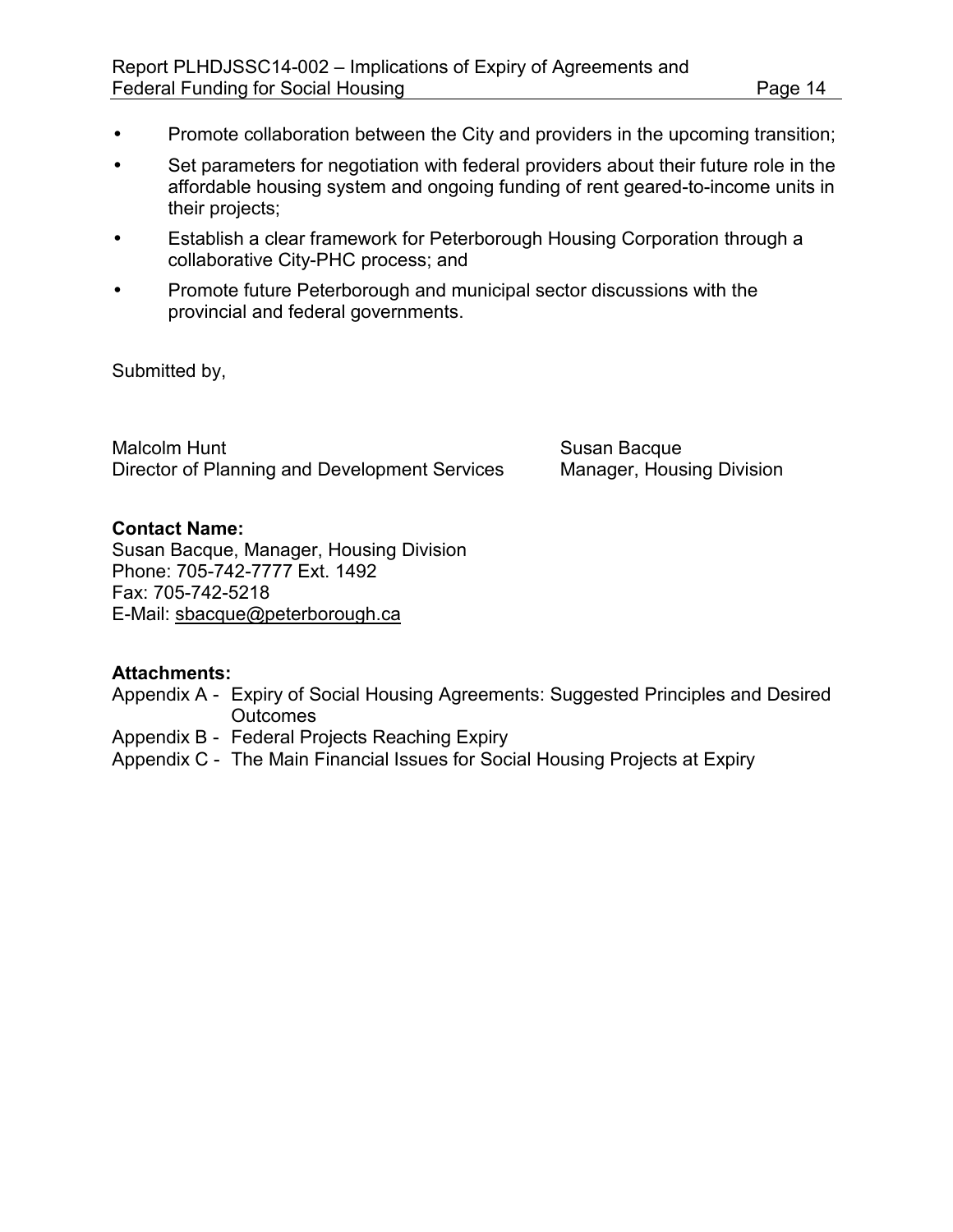- Promote collaboration between the City and providers in the upcoming transition;
- Set parameters for negotiation with federal providers about their future role in the affordable housing system and ongoing funding of rent geared-to-income units in their projects;
- Establish a clear framework for Peterborough Housing Corporation through a collaborative City-PHC process; and
- Promote future Peterborough and municipal sector discussions with the provincial and federal governments.

Submitted by,

| | |
|---|---|
| Malcolm Hunt | Susan Bacque |
| Director of Planning and Development Services | Manager, Housing Division |

**Contact Name:**
Susan Bacque, Manager, Housing Division
Phone: 705-742-7777 Ext. 1492
Fax: 705-742-5218
E-Mail: sbacque@peterborough.ca

**Attachments:**
Appendix A - Expiry of Social Housing Agreements: Suggested Principles and Desired Outcomes
Appendix B - Federal Projects Reaching Expiry
Appendix C - The Main Financial Issues for Social Housing Projects at Expiry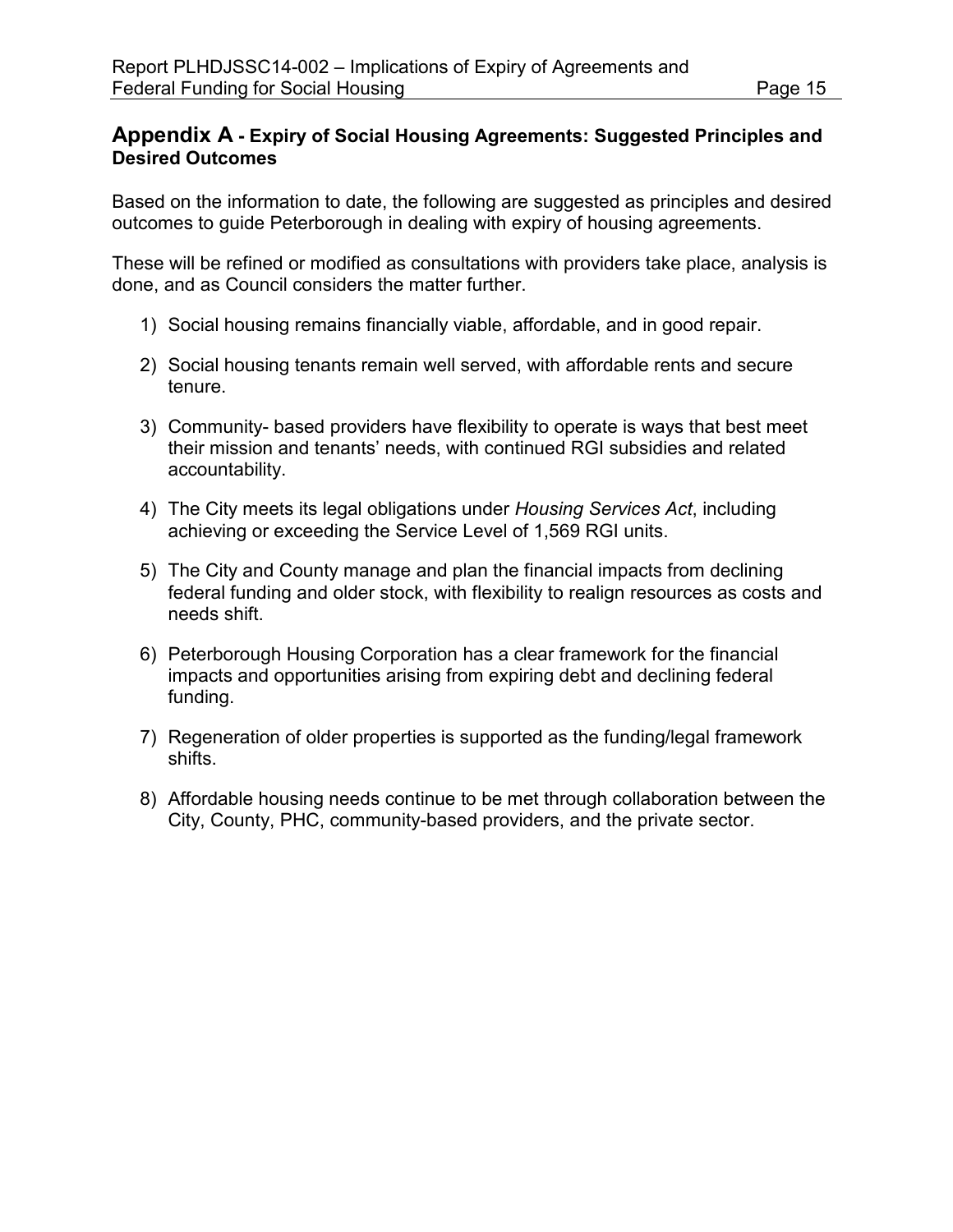## Appendix A - Expiry of Social Housing Agreements: Suggested Principles and Desired Outcomes

Based on the information to date, the following are suggested as principles and desired outcomes to guide Peterborough in dealing with expiry of housing agreements.

These will be refined or modified as consultations with providers take place, analysis is done, and as Council considers the matter further.

1) Social housing remains financially viable, affordable, and in good repair.

2) Social housing tenants remain well served, with affordable rents and secure tenure.

3) Community- based providers have flexibility to operate is ways that best meet their mission and tenants' needs, with continued RGI subsidies and related accountability.

4) The City meets its legal obligations under *Housing Services Act*, including achieving or exceeding the Service Level of 1,569 RGI units.

5) The City and County manage and plan the financial impacts from declining federal funding and older stock, with flexibility to realign resources as costs and needs shift.

6) Peterborough Housing Corporation has a clear framework for the financial impacts and opportunities arising from expiring debt and declining federal funding.

7) Regeneration of older properties is supported as the funding/legal framework shifts.

8) Affordable housing needs continue to be met through collaboration between the City, County, PHC, community-based providers, and the private sector.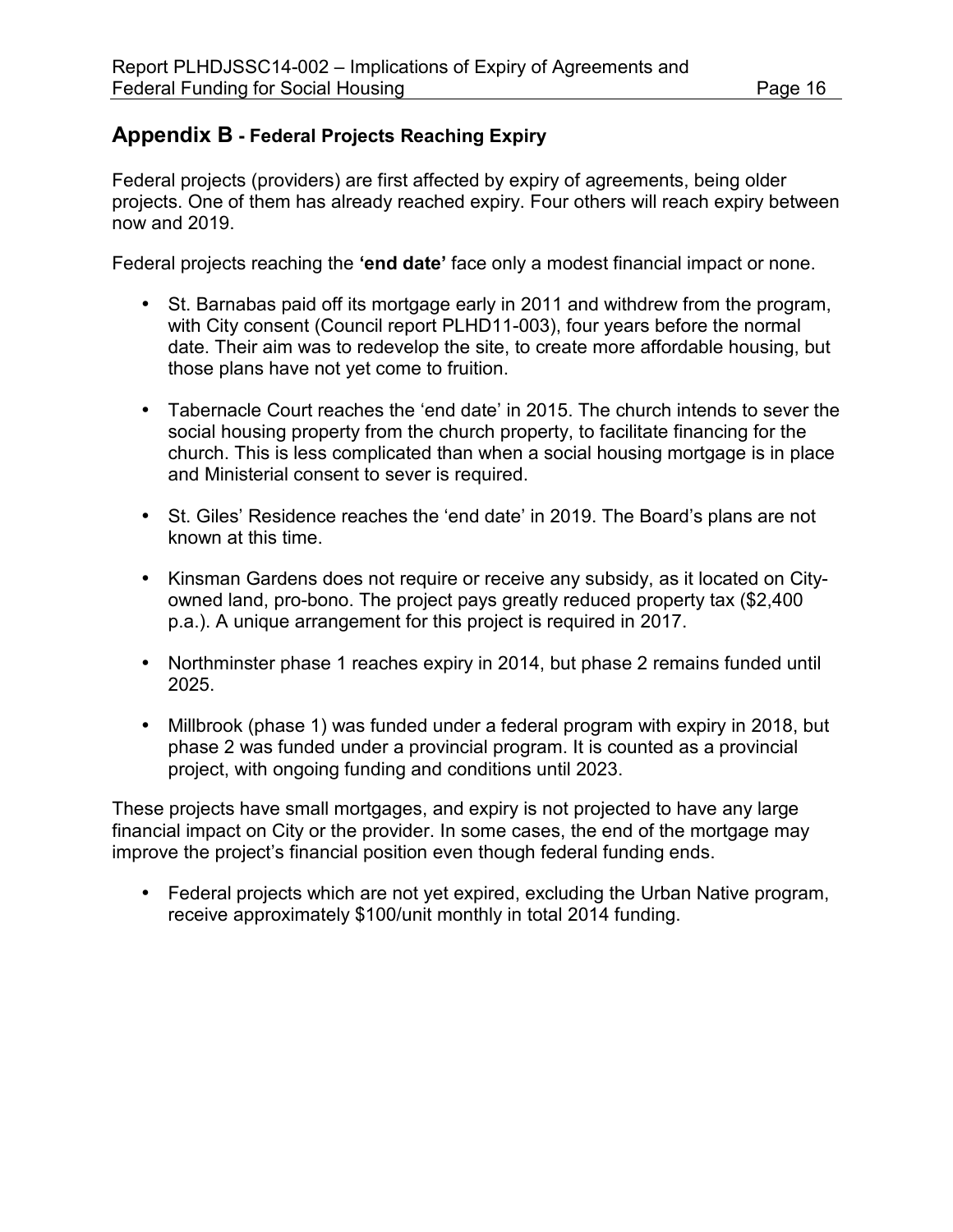## Appendix B - Federal Projects Reaching Expiry

Federal projects (providers) are first affected by expiry of agreements, being older projects. One of them has already reached expiry. Four others will reach expiry between now and 2019.

Federal projects reaching the **'end date'** face only a modest financial impact or none.

- St. Barnabas paid off its mortgage early in 2011 and withdrew from the program, with City consent (Council report PLHD11-003), four years before the normal date. Their aim was to redevelop the site, to create more affordable housing, but those plans have not yet come to fruition.

- Tabernacle Court reaches the 'end date' in 2015. The church intends to sever the social housing property from the church property, to facilitate financing for the church. This is less complicated than when a social housing mortgage is in place and Ministerial consent to sever is required.

- St. Giles' Residence reaches the 'end date' in 2019. The Board's plans are not known at this time.

- Kinsman Gardens does not require or receive any subsidy, as it located on City-owned land, pro-bono. The project pays greatly reduced property tax ($2,400 p.a.). A unique arrangement for this project is required in 2017.

- Northminster phase 1 reaches expiry in 2014, but phase 2 remains funded until 2025.

- Millbrook (phase 1) was funded under a federal program with expiry in 2018, but phase 2 was funded under a provincial program. It is counted as a provincial project, with ongoing funding and conditions until 2023.

These projects have small mortgages, and expiry is not projected to have any large financial impact on City or the provider. In some cases, the end of the mortgage may improve the project's financial position even though federal funding ends.

- Federal projects which are not yet expired, excluding the Urban Native program, receive approximately $100/unit monthly in total 2014 funding.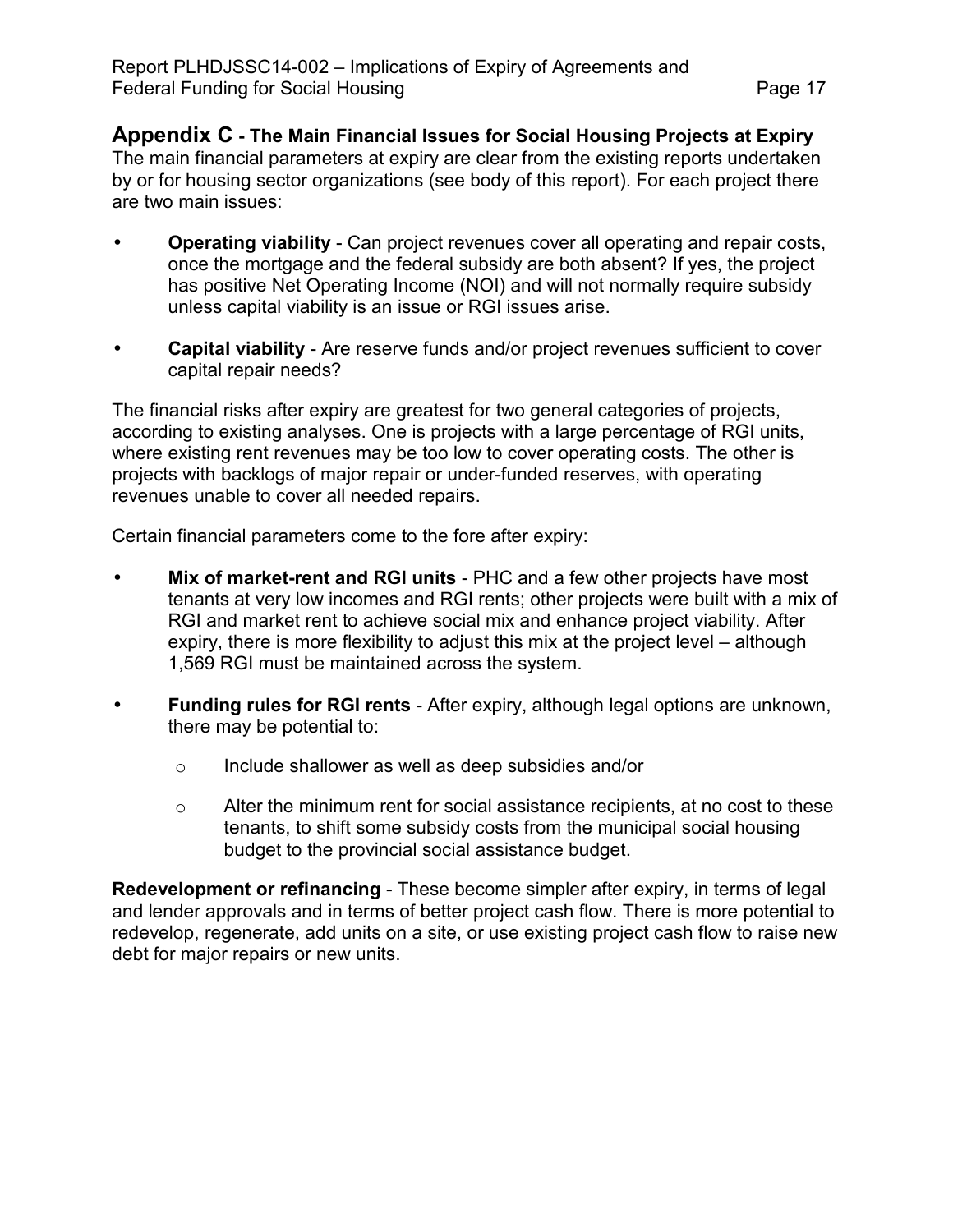## Appendix C - The Main Financial Issues for Social Housing Projects at Expiry

The main financial parameters at expiry are clear from the existing reports undertaken by or for housing sector organizations (see body of this report). For each project there are two main issues:

- **Operating viability** - Can project revenues cover all operating and repair costs, once the mortgage and the federal subsidy are both absent? If yes, the project has positive Net Operating Income (NOI) and will not normally require subsidy unless capital viability is an issue or RGI issues arise.
- **Capital viability** - Are reserve funds and/or project revenues sufficient to cover capital repair needs?

The financial risks after expiry are greatest for two general categories of projects, according to existing analyses. One is projects with a large percentage of RGI units, where existing rent revenues may be too low to cover operating costs. The other is projects with backlogs of major repair or under-funded reserves, with operating revenues unable to cover all needed repairs.

Certain financial parameters come to the fore after expiry:

- **Mix of market-rent and RGI units** - PHC and a few other projects have most tenants at very low incomes and RGI rents; other projects were built with a mix of RGI and market rent to achieve social mix and enhance project viability. After expiry, there is more flexibility to adjust this mix at the project level – although 1,569 RGI must be maintained across the system.
- **Funding rules for RGI rents** - After expiry, although legal options are unknown, there may be potential to:
  - Include shallower as well as deep subsidies and/or
  - Alter the minimum rent for social assistance recipients, at no cost to these tenants, to shift some subsidy costs from the municipal social housing budget to the provincial social assistance budget.

**Redevelopment or refinancing** - These become simpler after expiry, in terms of legal and lender approvals and in terms of better project cash flow. There is more potential to redevelop, regenerate, add units on a site, or use existing project cash flow to raise new debt for major repairs or new units.